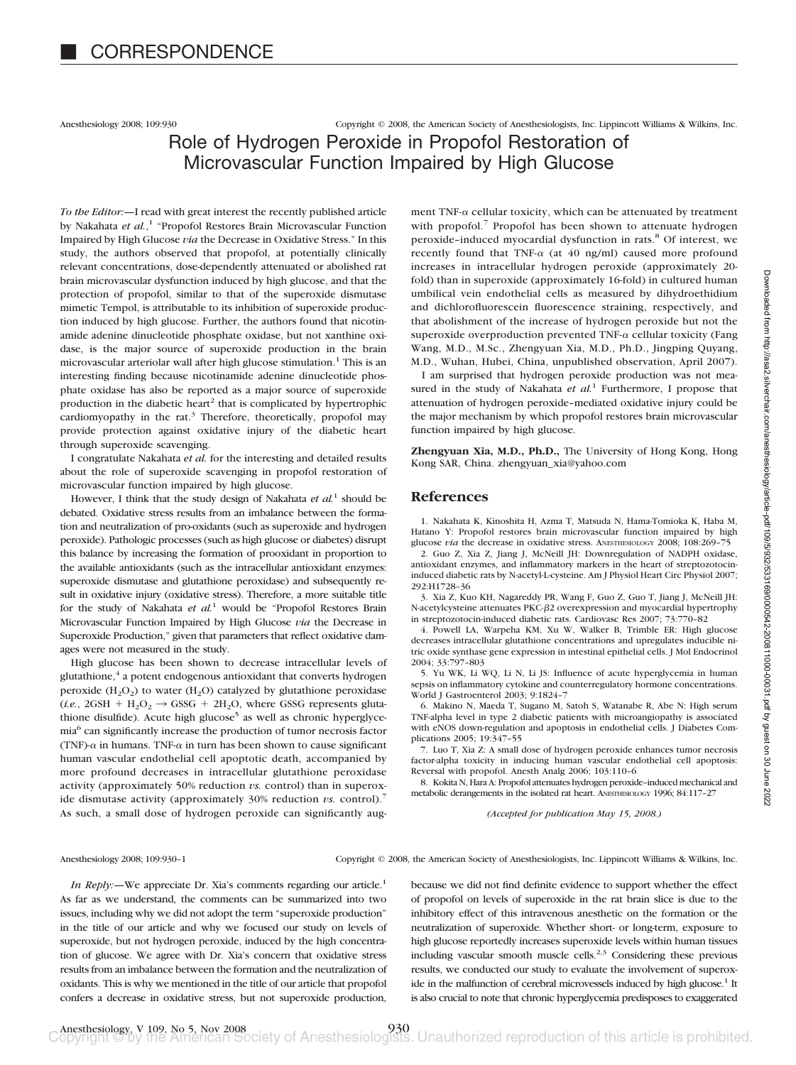# CORRESPONDENCE

Anesthesiology 2008; 109:930 Copyright © 2008, the American Society of Anesthesiologists, Inc. Lippincott Williams & Wilkins, Inc.

## Role of Hydrogen Peroxide in Propofol Restoration of Microvascular Function Impaired by High Glucose

*To the Editor:*—I read with great interest the recently published article by Nakahata *et al.*,[1] "Propofol Restores Brain Microvascular Function Impaired by High Glucose *via* the Decrease in Oxidative Stress." In this study, the authors observed that propofol, at potentially clinically relevant concentrations, dose-dependently attenuated or abolished rat brain microvascular dysfunction induced by high glucose, and that the protection of propofol, similar to that of the superoxide dismutase mimetic Tempol, is attributable to its inhibition of superoxide production induced by high glucose. Further, the authors found that nicotinamide adenine dinucleotide phosphate oxidase, but not xanthine oxidase, is the major source of superoxide production in the brain microvascular arteriolar wall after high glucose stimulation.[1] This is an interesting finding because nicotinamide adenine dinucleotide phosphate oxidase has also been reported as a major source of superoxide production in the diabetic heart[2] that is complicated by hypertrophic cardiomyopathy in the rat.[3] Therefore, theoretically, propofol may provide protection against oxidative injury of the diabetic heart through superoxide scavenging.

I congratulate Nakahata *et al.* for the interesting and detailed results about the role of superoxide scavenging in propofol restoration of microvascular function impaired by high glucose.

However, I think that the study design of Nakahata *et al.*[1] should be debated. Oxidative stress results from an imbalance between the formation and neutralization of pro-oxidants (such as superoxide and hydrogen peroxide). Pathologic processes (such as high glucose or diabetes) disrupt this balance by increasing the formation of prooxidant in proportion to the available antioxidants (such as the intracellular antioxidant enzymes: superoxide dismutase and glutathione peroxidase) and subsequently result in oxidative injury (oxidative stress). Therefore, a more suitable title for the study of Nakahata *et al.*[1] would be "Propofol Restores Brain Microvascular Function Impaired by High Glucose *via* the Decrease in Superoxide Production," given that parameters that reflect oxidative damages were not measured in the study.

High glucose has been shown to decrease intracellular levels of glutathione,[4] a potent endogenous antioxidant that converts hydrogen peroxide ($H_2O_2$) to water ($H_2O$) catalyzed by glutathione peroxidase (*i.e.*, $2GSH + H_2O_2 \rightarrow GSSG + 2H_2O$, where GSSG represents glutathione disulfide). Acute high glucose[5] as well as chronic hyperglycemia[6] can significantly increase the production of tumor necrosis factor (TNF)-α in humans. TNF-α in turn has been shown to cause significant human vascular endothelial cell apoptotic death, accompanied by more profound decreases in intracellular glutathione peroxidase activity (approximately 50% reduction *vs.* control) than in superoxide dismutase activity (approximately 30% reduction *vs.* control).[7] As such, a small dose of hydrogen peroxide can significantly augment TNF-α cellular toxicity, which can be attenuated by treatment with propofol.[7] Propofol has been shown to attenuate hydrogen peroxide–induced myocardial dysfunction in rats.[8] Of interest, we recently found that TNF-α (at 40 ng/ml) caused more profound increases in intracellular hydrogen peroxide (approximately 20-fold) than in superoxide (approximately 16-fold) in cultured human umbilical vein endothelial cells as measured by dihydroethidium and dichlorofluorescein fluorescence straining, respectively, and that abolishment of the increase of hydrogen peroxide but not the superoxide overproduction prevented TNF-α cellular toxicity (Fang Wang, M.D., M.Sc., Zhengyuan Xia, M.D., Ph.D., Jingping Ouyang, M.D., Wuhan, Hubei, China, unpublished observation, April 2007).

I am surprised that hydrogen peroxide production was not measured in the study of Nakahata *et al.*[1] Furthermore, I propose that attenuation of hydrogen peroxide–mediated oxidative injury could be the major mechanism by which propofol restores brain microvascular function impaired by high glucose.

**Zhengyuan Xia, M.D., Ph.D.,** The University of Hong Kong, Hong Kong SAR, China. zhengyuan_xia@yahoo.com

### References

1. Nakahata K, Kinoshita H, Azma T, Matsuda N, Hama-Tomioka K, Haba M, Hatano Y: Propofol restores brain microvascular function impaired by high glucose *via* the decrease in oxidative stress. ANESTHESIOLOGY 2008; 108:269–75
2. Guo Z, Xia Z, Jiang J, McNeill JH: Downregulation of NADPH oxidase, antioxidant enzymes, and inflammatory markers in the heart of streptozotocin-induced diabetic rats by N-acetyl-L-cysteine. Am J Physiol Heart Circ Physiol 2007; 292:H1728–36
3. Xia Z, Kuo KH, Nagareddy PR, Wang F, Guo Z, Guo T, Jiang J, McNeill JH: N-acetylcysteine attenuates PKC-β2 overexpression and myocardial hypertrophy in streptozotocin-induced diabetic rats. Cardiovasc Res 2007; 73:770–82
4. Powell LA, Warpeha KM, Xu W, Walker B, Trimble ER: High glucose decreases intracellular glutathione concentrations and upregulates inducible nitric oxide synthase gene expression in intestinal epithelial cells. J Mol Endocrinol 2004; 33:797–803
5. Yu WK, Li WQ, Li N, Li JS: Influence of acute hyperglycemia in human sepsis on inflammatory cytokine and counterregulatory hormone concentrations. World J Gastroenterol 2003; 9:1824–7
6. Makino N, Maeda T, Sugano M, Satoh S, Watanabe R, Abe N: High serum TNF-alpha level in type 2 diabetic patients with microangiopathy is associated with eNOS down-regulation and apoptosis in endothelial cells. J Diabetes Complications 2005; 19:347–55
7. Luo T, Xia Z: A small dose of hydrogen peroxide enhances tumor necrosis factor-alpha toxicity in inducing human vascular endothelial cell apoptosis: Reversal with propofol. Anesth Analg 2006; 103:110–6
8. Kokita N, Hara A: Propofol attenuates hydrogen peroxide–induced mechanical and metabolic derangements in the isolated rat heart. ANESTHESIOLOGY 1996; 84:117–27

*(Accepted for publication May 15, 2008.)*

Anesthesiology 2008; 109:930–1 Copyright © 2008, the American Society of Anesthesiologists, Inc. Lippincott Williams & Wilkins, Inc.

*In Reply:*—We appreciate Dr. Xia's comments regarding our article.[1] As far as we understand, the comments can be summarized into two issues, including why we did not adopt the term "superoxide production" in the title of our article and why we focused our study on levels of superoxide, but not hydrogen peroxide, induced by the high concentration of glucose. We agree with Dr. Xia's concern that oxidative stress results from an imbalance between the formation and the neutralization of oxidants. This is why we mentioned in the title of our article that propofol confers a decrease in oxidative stress, but not superoxide production, because we did not find definite evidence to support whether the effect of propofol on levels of superoxide in the rat brain slice is due to the inhibitory effect of this intravenous anesthetic on the formation or the neutralization of superoxide. Whether short- or long-term, exposure to high glucose reportedly increases superoxide levels within human tissues including vascular smooth muscle cells.[2,3] Considering these previous results, we conducted our study to evaluate the involvement of superoxide in the malfunction of cerebral microvessels induced by high glucose.[1] It is also crucial to note that chronic hyperglycemia predisposes to exaggerated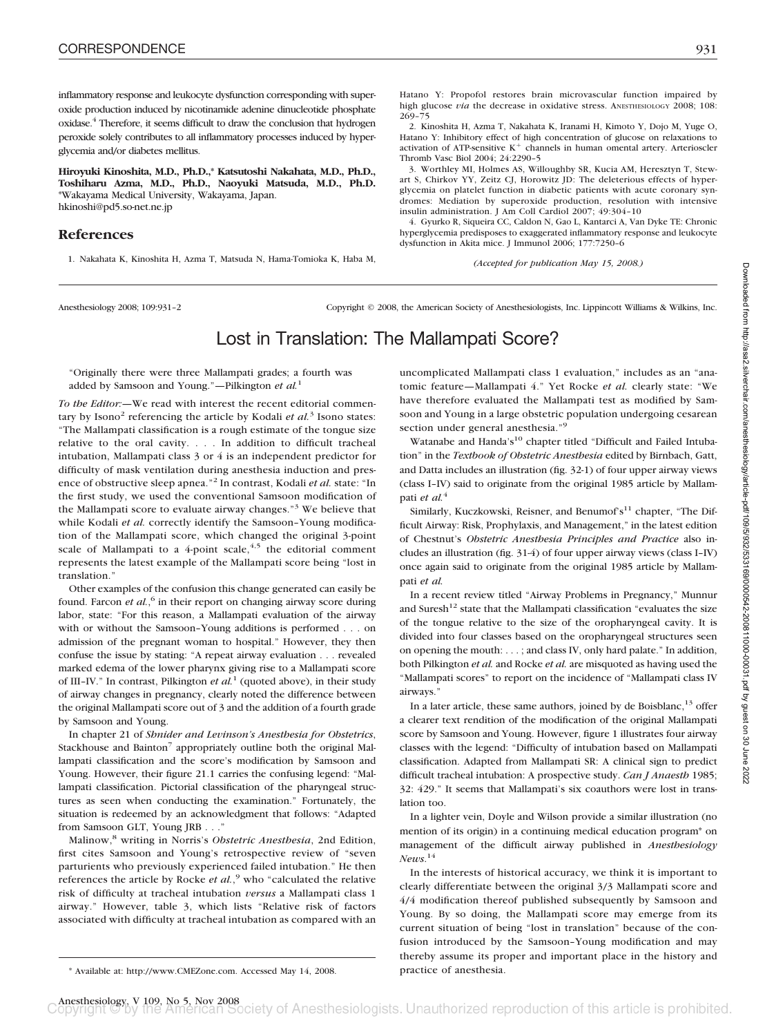inflammatory response and leukocyte dysfunction corresponding with superoxide production induced by nicotinamide adenine dinucleotide phosphate oxidase.[4] Therefore, it seems difficult to draw the conclusion that hydrogen peroxide solely contributes to all inflammatory processes induced by hyperglycemia and/or diabetes mellitus.

**Hiroyuki Kinoshita, M.D., Ph.D.,\* Katsutoshi Nakahata, M.D., Ph.D., Toshiharu Azma, M.D., Ph.D., Naoyuki Matsuda, M.D., Ph.D.** \*Wakayama Medical University, Wakayama, Japan. hkinoshi@pd5.so-net.ne.jp

## References

1. Nakahata K, Kinoshita H, Azma T, Matsuda N, Hama-Tomioka K, Haba M, Hatano Y: Propofol restores brain microvascular function impaired by high glucose *via* the decrease in oxidative stress. ANESTHESIOLOGY 2008; 108: 269–75
2. Kinoshita H, Azma T, Nakahata K, Iranami H, Kimoto Y, Dojo M, Yuge O, Hatano Y: Inhibitory effect of high concentration of glucose on relaxations to activation of ATP-sensitive $K^+$ channels in human omental artery. Arterioscler Thromb Vasc Biol 2004; 24:2290–5
3. Worthley MI, Holmes AS, Willoughby SR, Kucia AM, Heresztyn T, Stewart S, Chirkov YY, Zeitz CJ, Horowitz JD: The deleterious effects of hyperglycemia on platelet function in diabetic patients with acute coronary syndromes: Mediation by superoxide production, resolution with intensive insulin administration. J Am Coll Cardiol 2007; 49:304–10
4. Gyurko R, Siqueira CC, Caldon N, Gao L, Kantarci A, Van Dyke TE: Chronic hyperglycemia predisposes to exaggerated inflammatory response and leukocyte dysfunction in Akita mice. J Immunol 2006; 177:7250–6

*(Accepted for publication May 15, 2008.)*

Anesthesiology 2008; 109:931–2 Copyright © 2008, the American Society of Anesthesiologists, Inc. Lippincott Williams & Wilkins, Inc.

# Lost in Translation: The Mallampati Score?

"Originally there were three Mallampati grades; a fourth was added by Samsoon and Young."—Pilkington *et al.*[1]

*To the Editor:*—We read with interest the recent editorial commentary by Isono[2] referencing the article by Kodali *et al.*[3] Isono states: "The Mallampati classification is a rough estimate of the tongue size relative to the oral cavity. . . . In addition to difficult tracheal intubation, Mallampati class 3 or 4 is an independent predictor for difficulty of mask ventilation during anesthesia induction and presence of obstructive sleep apnea."[2] In contrast, Kodali *et al.* state: "In the first study, we used the conventional Samsoon modification of the Mallampati score to evaluate airway changes."[3] We believe that while Kodali *et al.* correctly identify the Samsoon–Young modification of the Mallampati score, which changed the original 3-point scale of Mallampati to a 4-point scale,[4,5] the editorial comment represents the latest example of the Mallampati score being "lost in translation."

Other examples of the confusion this change generated can easily be found. Farcon *et al.*,[6] in their report on changing airway score during labor, state: "For this reason, a Mallampati evaluation of the airway with or without the Samsoon–Young additions is performed . . . on admission of the pregnant woman to hospital." However, they then confuse the issue by stating: "A repeat airway evaluation . . . revealed marked edema of the lower pharynx giving rise to a Mallampati score of III–IV." In contrast, Pilkington *et al.*[1] (quoted above), in their study of airway changes in pregnancy, clearly noted the difference between the original Mallampati score out of 3 and the addition of a fourth grade by Samsoon and Young.

In chapter 21 of *Shnider and Levinson's Anesthesia for Obstetrics*, Stackhouse and Bainton[7] appropriately outline both the original Mallampati classification and the score's modification by Samsoon and Young. However, their figure 21.1 carries the confusing legend: "Mallampati classification. Pictorial classification of the pharyngeal structures as seen when conducting the examination." Fortunately, the situation is redeemed by an acknowledgment that follows: "Adapted from Samsoon GLT, Young JRB . . ."

Malinow,[8] writing in Norris's *Obstetric Anesthesia*, 2nd Edition, first cites Samsoon and Young's retrospective review of "seven parturients who previously experienced failed intubation." He then references the article by Rocke *et al.*,[9] who "calculated the relative risk of difficulty at tracheal intubation *versus* a Mallampati class 1 airway." However, table 3, which lists "Relative risk of factors associated with difficulty at tracheal intubation as compared with an uncomplicated Mallampati class 1 evaluation," includes as an "anatomic feature—Mallampati 4." Yet Rocke *et al.* clearly state: "We have therefore evaluated the Mallampati test as modified by Samsoon and Young in a large obstetric population undergoing cesarean section under general anesthesia."[9]

Watanabe and Handa's[10] chapter titled "Difficult and Failed Intubation" in the *Textbook of Obstetric Anesthesia* edited by Birnbach, Gatt, and Datta includes an illustration (fig. 32-1) of four upper airway views (class I–IV) said to originate from the original 1985 article by Mallampati *et al.*[4]

Similarly, Kuczkowski, Reisner, and Benumof's[11] chapter, "The Difficult Airway: Risk, Prophylaxis, and Management," in the latest edition of Chestnut's *Obstetric Anesthesia Principles and Practice* also includes an illustration (fig. 31-4) of four upper airway views (class I–IV) once again said to originate from the original 1985 article by Mallampati *et al.*

In a recent review titled "Airway Problems in Pregnancy," Munnur and Suresh[12] state that the Mallampati classification "evaluates the size of the tongue relative to the size of the oropharyngeal cavity. It is divided into four classes based on the oropharyngeal structures seen on opening the mouth: . . . ; and class IV, only hard palate." In addition, both Pilkington *et al.* and Rocke *et al.* are misquoted as having used the "Mallampati scores" to report on the incidence of "Mallampati class IV airways."

In a later article, these same authors, joined by de Boisblanc,[13] offer a clearer text rendition of the modification of the original Mallampati score by Samsoon and Young. However, figure 1 illustrates four airway classes with the legend: "Difficulty of intubation based on Mallampati classification. Adapted from Mallampati SR: A clinical sign to predict difficult tracheal intubation: A prospective study. *Can J Anaesth* 1985; 32: 429." It seems that Mallampati's six coauthors were lost in translation too.

In a lighter vein, Doyle and Wilson provide a similar illustration (no mention of its origin) in a continuing medical education program\* on management of the difficult airway published in *Anesthesiology News*.[14]

In the interests of historical accuracy, we think it is important to clearly differentiate between the original 3/3 Mallampati score and 4/4 modification thereof published subsequently by Samsoon and Young. By so doing, the Mallampati score may emerge from its current situation of being "lost in translation" because of the confusion introduced by the Samsoon–Young modification and may thereby assume its proper and important place in the history and practice of anesthesia.

\* Available at: http://www.CMEZone.com. Accessed May 14, 2008.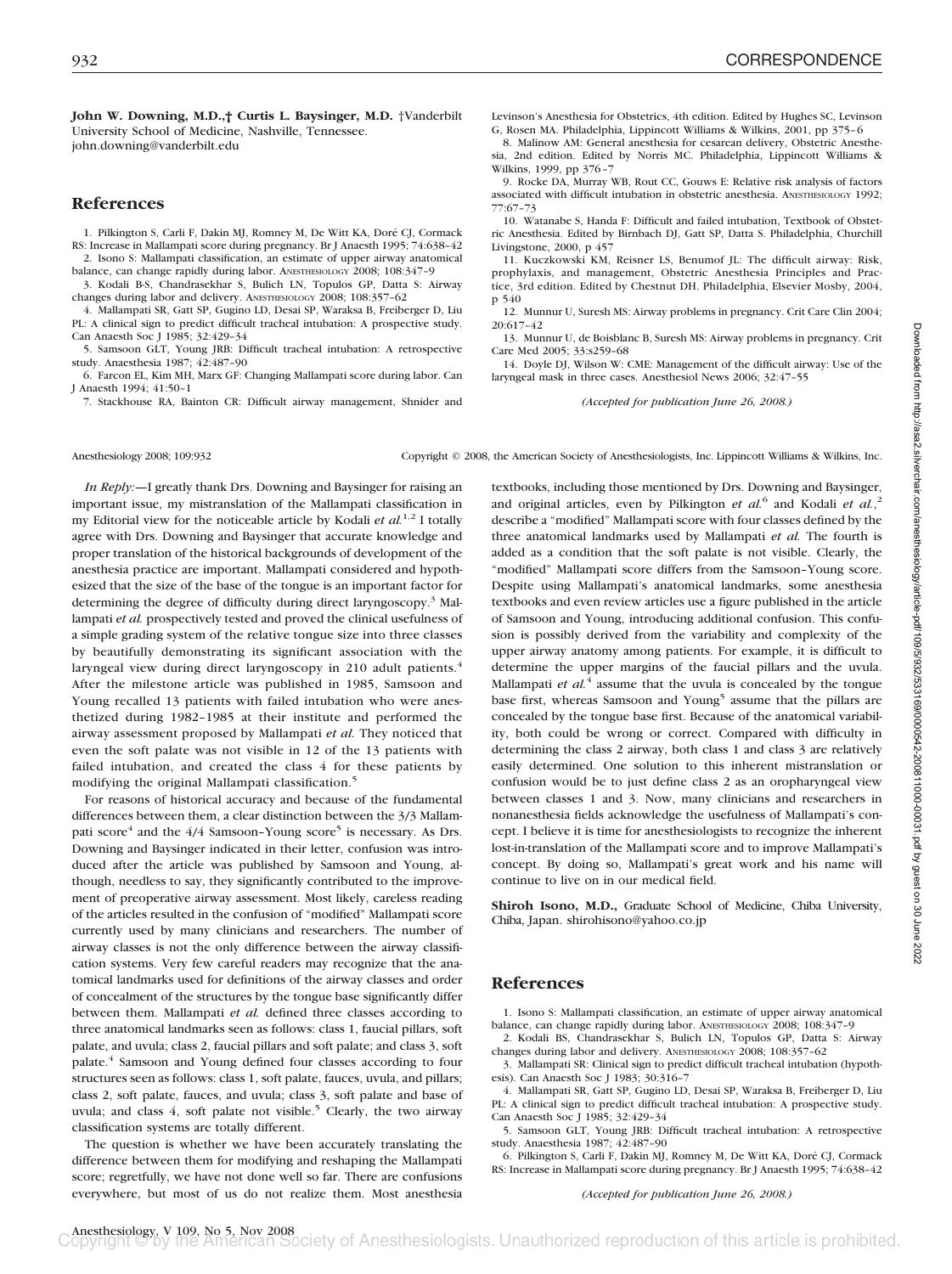**John W. Downing, M.D.,† Curtis L. Baysinger, M.D.** †Vanderbilt University School of Medicine, Nashville, Tennessee. john.downing@vanderbilt.edu

## References

1. Pilkington S, Carli F, Dakin MJ, Romney M, De Witt KA, Doré CJ, Cormack RS: Increase in Mallampati score during pregnancy. Br J Anaesth 1995; 74:638–42
2. Isono S: Mallampati classification, an estimate of upper airway anatomical balance, can change rapidly during labor. ANESTHESIOLOGY 2008; 108:347–9
3. Kodali B-S, Chandrasekhar S, Bulich LN, Topulos GP, Datta S: Airway changes during labor and delivery. ANESTHESIOLOGY 2008; 108:357–62
4. Mallampati SR, Gatt SP, Gugino LD, Desai SP, Waraksa B, Freiberger D, Liu PL: A clinical sign to predict difficult tracheal intubation: A prospective study. Can Anaesth Soc J 1985; 32:429–34
5. Samsoon GLT, Young JRB: Difficult tracheal intubation: A retrospective study. Anaesthesia 1987; 42:487–90
6. Farcon EL, Kim MH, Marx GF: Changing Mallampati score during labor. Can J Anaesth 1994; 41:50–1
7. Stackhouse RA, Bainton CR: Difficult airway management, Shnider and Levinson's Anesthesia for Obstetrics, 4th edition. Edited by Hughes SC, Levinson G, Rosen MA. Philadelphia, Lippincott Williams & Wilkins, 2001, pp 375–6
8. Malinow AM: General anesthesia for cesarean delivery, Obstetric Anesthesia, 2nd edition. Edited by Norris MC. Philadelphia, Lippincott Williams & Wilkins, 1999, pp 376–7
9. Rocke DA, Murray WB, Rout CC, Gouws E: Relative risk analysis of factors associated with difficult intubation in obstetric anesthesia. ANESTHESIOLOGY 1992; 77:67–73
10. Watanabe S, Handa F: Difficult and failed intubation, Textbook of Obstetric Anesthesia. Edited by Birnbach DJ, Gatt SP, Datta S. Philadelphia, Churchill Livingstone, 2000, p 457
11. Kuczkowski KM, Reisner LS, Benumof JL: The difficult airway: Risk, prophylaxis, and management, Obstetric Anesthesia Principles and Practice, 3rd edition. Edited by Chestnut DH. Philadelphia, Elsevier Mosby, 2004, p 540
12. Munnur U, Suresh MS: Airway problems in pregnancy. Crit Care Clin 2004; 20:617–42
13. Munnur U, de Boisblanc B, Suresh MS: Airway problems in pregnancy. Crit Care Med 2005; 33:s259–68
14. Doyle DJ, Wilson W: CME: Management of the difficult airway: Use of the laryngeal mask in three cases. Anesthesiol News 2006; 32:47–55

*(Accepted for publication June 26, 2008.)*

Anesthesiology 2008; 109:932 Copyright © 2008, the American Society of Anesthesiologists, Inc. Lippincott Williams & Wilkins, Inc.

*In Reply:*—I greatly thank Drs. Downing and Baysinger for raising an important issue, my mistranslation of the Mallampati classification in my Editorial view for the noticeable article by Kodali *et al.*[1,2] I totally agree with Drs. Downing and Baysinger that accurate knowledge and proper translation of the historical backgrounds of development of the anesthesia practice are important. Mallampati considered and hypothesized that the size of the base of the tongue is an important factor for determining the degree of difficulty during direct laryngoscopy.[3] Mallampati *et al.* prospectively tested and proved the clinical usefulness of a simple grading system of the relative tongue size into three classes by beautifully demonstrating its significant association with the laryngeal view during direct laryngoscopy in 210 adult patients.[4] After the milestone article was published in 1985, Samsoon and Young recalled 13 patients with failed intubation who were anesthetized during 1982–1985 at their institute and performed the airway assessment proposed by Mallampati *et al.* They noticed that even the soft palate was not visible in 12 of the 13 patients with failed intubation, and created the class 4 for these patients by modifying the original Mallampati classification.[5]

For reasons of historical accuracy and because of the fundamental differences between them, a clear distinction between the 3/3 Mallampati score[4] and the 4/4 Samsoon–Young score[5] is necessary. As Drs. Downing and Baysinger indicated in their letter, confusion was introduced after the article was published by Samsoon and Young, although, needless to say, they significantly contributed to the improvement of preoperative airway assessment. Most likely, careless reading of the articles resulted in the confusion of "modified" Mallampati score currently used by many clinicians and researchers. The number of airway classes is not the only difference between the airway classification systems. Very few careful readers may recognize that the anatomical landmarks used for definitions of the airway classes and order of concealment of the structures by the tongue base significantly differ between them. Mallampati *et al.* defined three classes according to three anatomical landmarks seen as follows: class 1, faucial pillars, soft palate, and uvula; class 2, faucial pillars and soft palate; and class 3, soft palate.[4] Samsoon and Young defined four classes according to four structures seen as follows: class 1, soft palate, fauces, uvula, and pillars; class 2, soft palate, fauces, and uvula; class 3, soft palate and base of uvula; and class 4, soft palate not visible.[5] Clearly, the two airway classification systems are totally different.

The question is whether we have been accurately translating the difference between them for modifying and reshaping the Mallampati score; regretfully, we have not done well so far. There are confusions everywhere, but most of us do not realize them. Most anesthesia textbooks, including those mentioned by Drs. Downing and Baysinger, and original articles, even by Pilkington *et al.*[6] and Kodali *et al.*,[2] describe a "modified" Mallampati score with four classes defined by the three anatomical landmarks used by Mallampati *et al.* The fourth is added as a condition that the soft palate is not visible. Clearly, the "modified" Mallampati score differs from the Samsoon–Young score. Despite using Mallampati's anatomical landmarks, some anesthesia textbooks and even review articles use a figure published in the article of Samsoon and Young, introducing additional confusion. This confusion is possibly derived from the variability and complexity of the upper airway anatomy among patients. For example, it is difficult to determine the upper margins of the faucial pillars and the uvula. Mallampati *et al.*[4] assume that the uvula is concealed by the tongue base first, whereas Samsoon and Young[5] assume that the pillars are concealed by the tongue base first. Because of the anatomical variability, both could be wrong or correct. Compared with difficulty in determining the class 2 airway, both class 1 and class 3 are relatively easily determined. One solution to this inherent mistranslation or confusion would be to just define class 2 as an oropharyngeal view between classes 1 and 3. Now, many clinicians and researchers in nonanesthesia fields acknowledge the usefulness of Mallampati's concept. I believe it is time for anesthesiologists to recognize the inherent lost-in-translation of the Mallampati score and to improve Mallampati's concept. By doing so, Mallampati's great work and his name will continue to live on in our medical field.

**Shiroh Isono, M.D.,** Graduate School of Medicine, Chiba University, Chiba, Japan. shirohisono@yahoo.co.jp

## References

1. Isono S: Mallampati classification, an estimate of upper airway anatomical balance, can change rapidly during labor. ANESTHESIOLOGY 2008; 108:347–9
2. Kodali BS, Chandrasekhar S, Bulich LN, Topulos GP, Datta S: Airway changes during labor and delivery. ANESTHESIOLOGY 2008; 108:357–62
3. Mallampati SR: Clinical sign to predict difficult tracheal intubation (hypothesis). Can Anaesth Soc J 1983; 30:316–7
4. Mallampati SR, Gatt SP, Gugino LD, Desai SP, Waraksa B, Freiberger D, Liu PL: A clinical sign to predict difficult tracheal intubation: A prospective study. Can Anaesth Soc J 1985; 32:429–34
5. Samsoon GLT, Young JRB: Difficult tracheal intubation: A retrospective study. Anaesthesia 1987; 42:487–90
6. Pilkington S, Carli F, Dakin MJ, Romney M, De Witt KA, Doré CJ, Cormack RS: Increase in Mallampati score during pregnancy. Br J Anaesth 1995; 74:638–42

*(Accepted for publication June 26, 2008.)*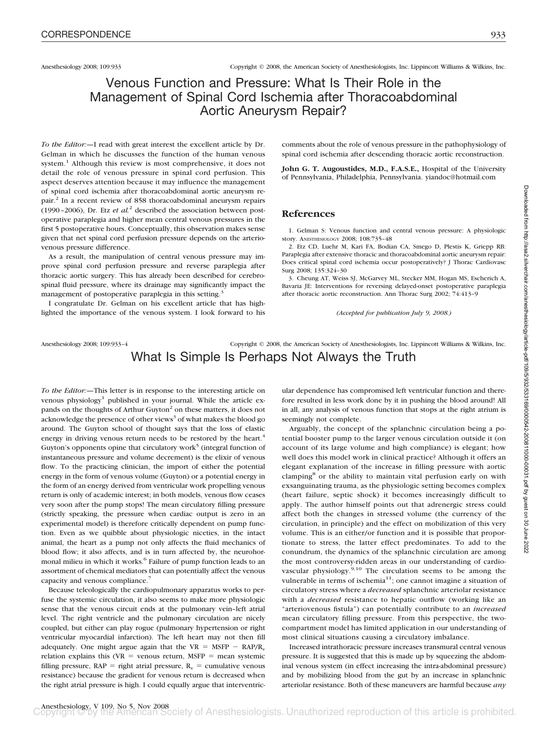# Venous Function and Pressure: What Is Their Role in the Management of Spinal Cord Ischemia after Thoracoabdominal Aortic Aneurysm Repair?

*To the Editor:*—I read with great interest the excellent article by Dr. Gelman in which he discusses the function of the human venous system.[1] Although this review is most comprehensive, it does not detail the role of venous pressure in spinal cord perfusion. This aspect deserves attention because it may influence the management of spinal cord ischemia after thoracoabdominal aortic aneurysm repair.[2] In a recent review of 858 thoracoabdominal aneurysm repairs (1990–2006), Dr. Etz *et al.*[2] described the association between postoperative paraplegia and higher mean central venous pressures in the first 5 postoperative hours. Conceptually, this observation makes sense given that net spinal cord perfusion pressure depends on the arteriovenous pressure difference.

As a result, the manipulation of central venous pressure may improve spinal cord perfusion pressure and reverse paraplegia after thoracic aortic surgery. This has already been described for cerebrospinal fluid pressure, where its drainage may significantly impact the management of postoperative paraplegia in this setting.[3]

I congratulate Dr. Gelman on his excellent article that has highlighted the importance of the venous system. I look forward to his comments about the role of venous pressure in the pathophysiology of spinal cord ischemia after descending thoracic aortic reconstruction.

**John G. T. Augoustides, M.D., F.A.S.E.,** Hospital of the University of Pennsylvania, Philadelphia, Pennsylvania. yiandoc@hotmail.com

## References

1. Gelman S: Venous function and central venous pressure: A physiologic story. ANESTHESIOLOGY 2008; 108:735–48
2. Etz CD, Luehr M, Kari FA, Bodian CA, Smego D, Plestis K, Griepp RB: Paraplegia after extensive thoracic and thoracoabdominal aortic aneurysm repair: Does critical spinal cord ischemia occur postoperatively? J Thorac Cardiovasc Surg 2008; 135:324–30
3. Cheung AT, Weiss SJ, McGarvey ML, Stecker MM, Hogan MS, Escherich A, Bavaria JE: Interventions for reversing delayed-onset postoperative paraplegia after thoracic aortic reconstruction. Ann Thorac Surg 2002; 74:413–9

*(Accepted for publication July 9, 2008.)*

# What Is Simple Is Perhaps Not Always the Truth

*To the Editor:*—This letter is in response to the interesting article on venous physiology[1] published in your journal. While the article expands on the thoughts of Arthur Guyton[2] on these matters, it does not acknowledge the presence of other views[3] of what makes the blood go around. The Guyton school of thought says that the loss of elastic energy in driving venous return needs to be restored by the heart.[4] Guyton's opponents opine that circulatory work[5] (integral function of instantaneous pressure and volume decrement) is the elixir of venous flow. To the practicing clinician, the import of either the potential energy in the form of venous volume (Guyton) or a potential energy in the form of an energy derived from ventricular work propelling venous return is only of academic interest; in both models, venous flow ceases very soon after the pump stops! The mean circulatory filling pressure (strictly speaking, the pressure when cardiac output is zero in an experimental model) is therefore critically dependent on pump function. Even as we quibble about physiologic niceties, in the intact animal, the heart as a pump not only affects the fluid mechanics of blood flow; it also affects, and is in turn affected by, the neurohormonal milieu in which it works.[6] Failure of pump function leads to an assortment of chemical mediators that can potentially affect the venous capacity and venous compliance.[7]

Because teleologically the cardiopulmonary apparatus works to perfuse the systemic circulation, it also seems to make more physiologic sense that the venous circuit ends at the pulmonary vein–left atrial level. The right ventricle and the pulmonary circulation are nicely coupled, but either can play rogue (pulmonary hypertension or right ventricular myocardial infarction). The left heart may not then fill adequately. One might argue again that the VR = MSFP − RAP/$R_v$ relation explains this (VR = venous return, MSFP = mean systemic filling pressure, RAP = right atrial pressure, $R_v$ = cumulative venous resistance) because the gradient for venous return is decreased when the right atrial pressure is high. I could equally argue that interventricular dependence has compromised left ventricular function and therefore resulted in less work done by it in pushing the blood around! All in all, any analysis of venous function that stops at the right atrium is seemingly not complete.

Arguably, the concept of the splanchnic circulation being a potential booster pump to the larger venous circulation outside it (on account of its large volume and high compliance) is elegant; how well does this model work in clinical practice? Although it offers an elegant explanation of the increase in filling pressure with aortic clamping[8] or the ability to maintain vital perfusion early on with exsanguinating trauma, as the physiologic setting becomes complex (heart failure, septic shock) it becomes increasingly difficult to apply. The author himself points out that adrenergic stress could affect both the changes in stressed volume (the currency of the circulation, in principle) and the effect on mobilization of this very volume. This is an either/or function and it is possible that proportionate to stress, the latter effect predominates. To add to the conundrum, the dynamics of the splanchnic circulation are among the most controversy-ridden areas in our understanding of cardiovascular physiology.[9,10] The circulation seems to be among the vulnerable in terms of ischemia[11]; one cannot imagine a situation of circulatory stress where a *decreased* splanchnic arteriolar resistance with a *decreased* resistance to hepatic outflow (working like an "arteriovenous fistula") can potentially contribute to an *increased* mean circulatory filling pressure. From this perspective, the two-compartment model has limited application in our understanding of most clinical situations causing a circulatory imbalance.

Increased intrathoracic pressure increases transmural central venous pressure. It is suggested that this is made up by squeezing the abdominal venous system (in effect increasing the intra-abdominal pressure) and by mobilizing blood from the gut by an increase in splanchnic arteriolar resistance. Both of these maneuvers are harmful because *any*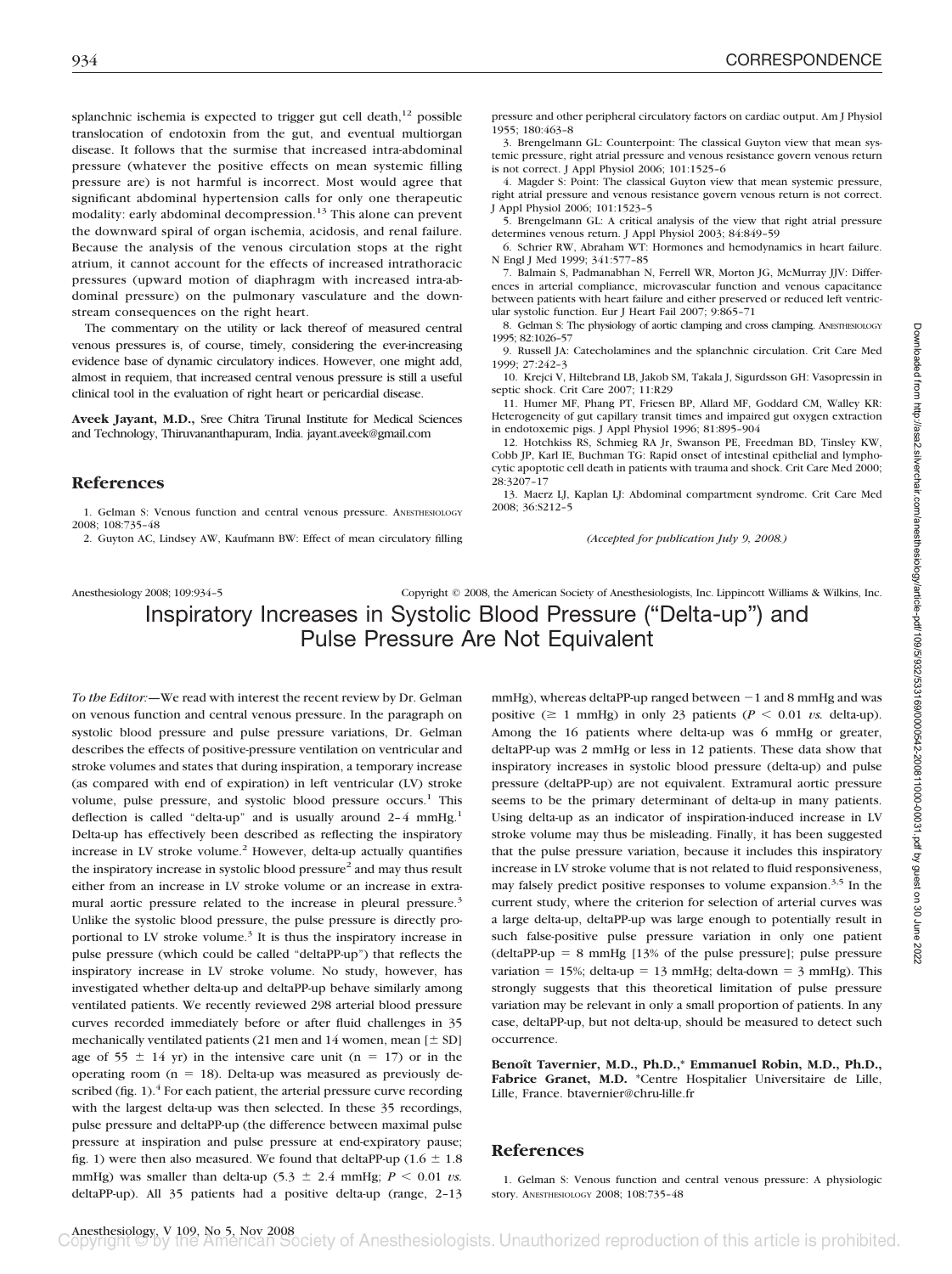splanchnic ischemia is expected to trigger gut cell death,[12] possible translocation of endotoxin from the gut, and eventual multiorgan disease. It follows that the surmise that increased intra-abdominal pressure (whatever the positive effects on mean systemic filling pressure are) is not harmful is incorrect. Most would agree that significant abdominal hypertension calls for only one therapeutic modality: early abdominal decompression.[13] This alone can prevent the downward spiral of organ ischemia, acidosis, and renal failure. Because the analysis of the venous circulation stops at the right atrium, it cannot account for the effects of increased intrathoracic pressures (upward motion of diaphragm with increased intra-abdominal pressure) on the pulmonary vasculature and the downstream consequences on the right heart.

The commentary on the utility or lack thereof of measured central venous pressures is, of course, timely, considering the ever-increasing evidence base of dynamic circulatory indices. However, one might add, almost in requiem, that increased central venous pressure is still a useful clinical tool in the evaluation of right heart or pericardial disease.

**Aveek Jayant, M.D.,** Sree Chitra Tirunal Institute for Medical Sciences and Technology, Thiruvananthapuram, India. jayant.aveek@gmail.com

## References

1. Gelman S: Venous function and central venous pressure. ANESTHESIOLOGY 2008; 108:735–48
2. Guyton AC, Lindsey AW, Kaufmann BW: Effect of mean circulatory filling pressure and other peripheral circulatory factors on cardiac output. Am J Physiol 1955; 180:463–8
3. Brengelmann GL: Counterpoint: The classical Guyton view that mean systemic pressure, right atrial pressure and venous resistance govern venous return is not correct. J Appl Physiol 2006; 101:1525–6
4. Magder S: Point: The classical Guyton view that mean systemic pressure, right atrial pressure and venous resistance govern venous return is not correct. J Appl Physiol 2006; 101:1523–5
5. Brengelmann GL: A critical analysis of the view that right atrial pressure determines venous return. J Appl Physiol 2003; 84:849–59
6. Schrier RW, Abraham WT: Hormones and hemodynamics in heart failure. N Engl J Med 1999; 341:577–85
7. Balmain S, Padmanabhan N, Ferrell WR, Morton JG, McMurray JJV: Differences in arterial compliance, microvascular function and venous capacitance between patients with heart failure and either preserved or reduced left ventricular systolic function. Eur J Heart Fail 2007; 9:865–71
8. Gelman S: The physiology of aortic clamping and cross clamping. ANESTHESIOLOGY 1995; 82:1026–57
9. Russell JA: Catecholamines and the splanchnic circulation. Crit Care Med 1999; 27:242–3
10. Krejci V, Hiltebrand LB, Jakob SM, Takala J, Sigurdsson GH: Vasopressin in septic shock. Crit Care 2007; 11:R29
11. Humer MF, Phang PT, Friesen BP, Allard MF, Goddard CM, Walley KR: Heterogeneity of gut capillary transit times and impaired gut oxygen extraction in endotoxemic pigs. J Appl Physiol 1996; 81:895–904
12. Hotchkiss RS, Schmieg RA Jr, Swanson PE, Freedman BD, Tinsley KW, Cobb JP, Karl IE, Buchman TG: Rapid onset of intestinal epithelial and lymphocytic apoptotic cell death in patients with trauma and shock. Crit Care Med 2000; 28:3207–17
13. Maerz LJ, Kaplan LJ: Abdominal compartment syndrome. Crit Care Med 2008; 36:S212–5

*(Accepted for publication July 9, 2008.)*

# Inspiratory Increases in Systolic Blood Pressure ("Delta-up") and Pulse Pressure Are Not Equivalent

*To the Editor:*—We read with interest the recent review by Dr. Gelman on venous function and central venous pressure. In the paragraph on systolic blood pressure and pulse pressure variations, Dr. Gelman describes the effects of positive-pressure ventilation on ventricular and stroke volumes and states that during inspiration, a temporary increase (as compared with end of expiration) in left ventricular (LV) stroke volume, pulse pressure, and systolic blood pressure occurs.[1] This deflection is called "delta-up" and is usually around 2–4 mmHg.[1] Delta-up has effectively been described as reflecting the inspiratory increase in LV stroke volume.[2] However, delta-up actually quantifies the inspiratory increase in systolic blood pressure[2] and may thus result either from an increase in LV stroke volume or an increase in extramural aortic pressure related to the increase in pleural pressure.[3] Unlike the systolic blood pressure, the pulse pressure is directly proportional to LV stroke volume.[3] It is thus the inspiratory increase in pulse pressure (which could be called "deltaPP-up") that reflects the inspiratory increase in LV stroke volume. No study, however, has investigated whether delta-up and deltaPP-up behave similarly among ventilated patients. We recently reviewed 298 arterial blood pressure curves recorded immediately before or after fluid challenges in 35 mechanically ventilated patients (21 men and 14 women, mean [± SD] age of 55 ± 14 yr) in the intensive care unit (n = 17) or in the operating room (n = 18). Delta-up was measured as previously described (fig. 1).[4] For each patient, the arterial pressure curve recording with the largest delta-up was then selected. In these 35 recordings, pulse pressure and deltaPP-up (the difference between maximal pulse pressure at inspiration and pulse pressure at end-expiratory pause; fig. 1) were then also measured. We found that deltaPP-up (1.6 ± 1.8 mmHg) was smaller than delta-up (5.3 ± 2.4 mmHg; $P < 0.01$ *vs.* deltaPP-up). All 35 patients had a positive delta-up (range, 2–13 mmHg), whereas deltaPP-up ranged between −1 and 8 mmHg and was positive (≥ 1 mmHg) in only 23 patients ($P < 0.01$ *vs.* delta-up). Among the 16 patients where delta-up was 6 mmHg or greater, deltaPP-up was 2 mmHg or less in 12 patients. These data show that inspiratory increases in systolic blood pressure (delta-up) and pulse pressure (deltaPP-up) are not equivalent. Extramural aortic pressure seems to be the primary determinant of delta-up in many patients. Using delta-up as an indicator of inspiration-induced increase in LV stroke volume may thus be misleading. Finally, it has been suggested that the pulse pressure variation, because it includes this inspiratory increase in LV stroke volume that is not related to fluid responsiveness, may falsely predict positive responses to volume expansion.[3,5] In the current study, where the criterion for selection of arterial curves was a large delta-up, deltaPP-up was large enough to potentially result in such false-positive pulse pressure variation in only one patient (deltaPP-up = 8 mmHg [13% of the pulse pressure]; pulse pressure variation = 15%; delta-up = 13 mmHg; delta-down = 3 mmHg). This strongly suggests that this theoretical limitation of pulse pressure variation may be relevant in only a small proportion of patients. In any case, deltaPP-up, but not delta-up, should be measured to detect such occurrence.

**Benoît Tavernier, M.D., Ph.D.,\* Emmanuel Robin, M.D., Ph.D., Fabrice Granet, M.D.** \*Centre Hospitalier Universitaire de Lille, Lille, France. btavernier@chru-lille.fr

## References

1. Gelman S: Venous function and central venous pressure: A physiologic story. ANESTHESIOLOGY 2008; 108:735–48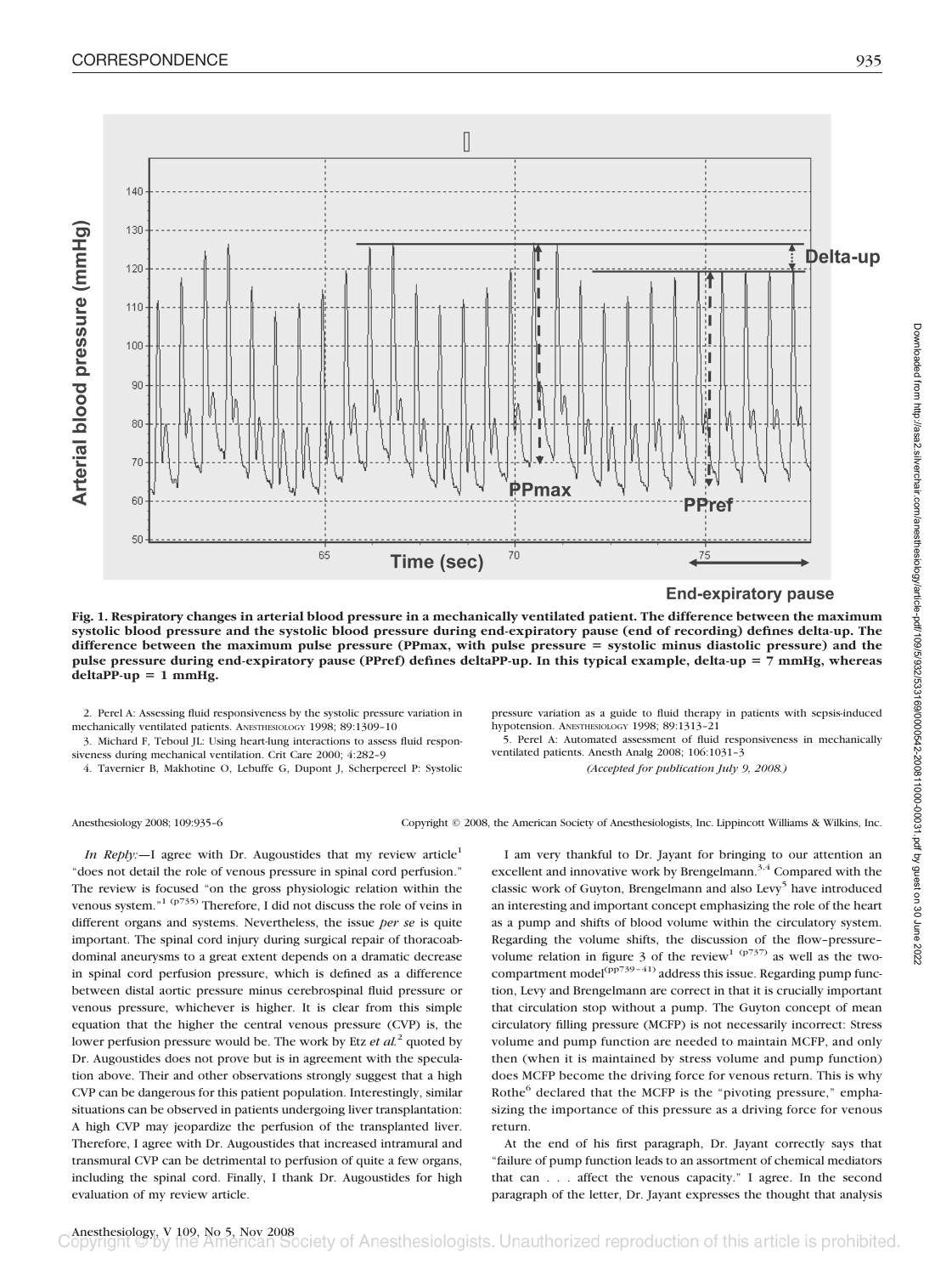**Fig. 1. Respiratory changes in arterial blood pressure in a mechanically ventilated patient. The difference between the maximum systolic blood pressure and the systolic blood pressure during end-expiratory pause (end of recording) defines delta-up. The difference between the maximum pulse pressure (PPmax, with pulse pressure = systolic minus diastolic pressure) and the pulse pressure during end-expiratory pause (PPref) defines deltaPP-up. In this typical example, delta-up = 7 mmHg, whereas deltaPP-up = 1 mmHg.**

2. Perel A: Assessing fluid responsiveness by the systolic pressure variation in mechanically ventilated patients. ANESTHESIOLOGY 1998; 89:1309–10

3. Michard F, Teboul JL: Using heart-lung interactions to assess fluid responsiveness during mechanical ventilation. Crit Care 2000; 4:282–9

4. Tavernier B, Makhotine O, Lebuffe G, Dupont J, Scherpereel P: Systolic pressure variation as a guide to fluid therapy in patients with sepsis-induced hypotension. ANESTHESIOLOGY 1998; 89:1313–21

5. Perel A: Automated assessment of fluid responsiveness in mechanically ventilated patients. Anesth Analg 2008; 106:1031–3

*(Accepted for publication July 9, 2008.)*

Anesthesiology 2008; 109:935–6 Copyright © 2008, the American Society of Anesthesiologists, Inc. Lippincott Williams & Wilkins, Inc.

*In Reply:*—I agree with Dr. Augoustides that my review article[1] "does not detail the role of venous pressure in spinal cord perfusion." The review is focused "on the gross physiologic relation within the venous system."[1 (p735)] Therefore, I did not discuss the role of veins in different organs and systems. Nevertheless, the issue *per se* is quite important. The spinal cord injury during surgical repair of thoracoabdominal aneurysms to a great extent depends on a dramatic decrease in spinal cord perfusion pressure, which is defined as a difference between distal aortic pressure minus cerebrospinal fluid pressure or venous pressure, whichever is higher. It is clear from this simple equation that the higher the central venous pressure (CVP) is, the lower perfusion pressure would be. The work by Etz *et al.*[2] quoted by Dr. Augoustides does not prove but is in agreement with the speculation above. Their and other observations strongly suggest that a high CVP can be dangerous for this patient population. Interestingly, similar situations can be observed in patients undergoing liver transplantation: A high CVP may jeopardize the perfusion of the transplanted liver. Therefore, I agree with Dr. Augoustides that increased intramural and transmural CVP can be detrimental to perfusion of quite a few organs, including the spinal cord. Finally, I thank Dr. Augoustides for high evaluation of my review article.

I am very thankful to Dr. Jayant for bringing to our attention an excellent and innovative work by Brengelmann.[3,4] Compared with the classic work of Guyton, Brengelmann and also Levy[5] have introduced an interesting and important concept emphasizing the role of the heart as a pump and shifts of blood volume within the circulatory system. Regarding the volume shifts, the discussion of the flow–pressure–volume relation in figure 3 of the review[1 (p737)] as well as the two-compartment model[(pp739–41)] address this issue. Regarding pump function, Levy and Brengelmann are correct in that it is crucially important that circulation stop without a pump. The Guyton concept of mean circulatory filling pressure (MCFP) is not necessarily incorrect: Stress volume and pump function are needed to maintain MCFP, and only then (when it is maintained by stress volume and pump function) does MCFP become the driving force for venous return. This is why Rothe[6] declared that the MCFP is the "pivoting pressure," emphasizing the importance of this pressure as a driving force for venous return.

At the end of his first paragraph, Dr. Jayant correctly says that "failure of pump function leads to an assortment of chemical mediators that can . . . affect the venous capacity." I agree. In the second paragraph of the letter, Dr. Jayant expresses the thought that analysis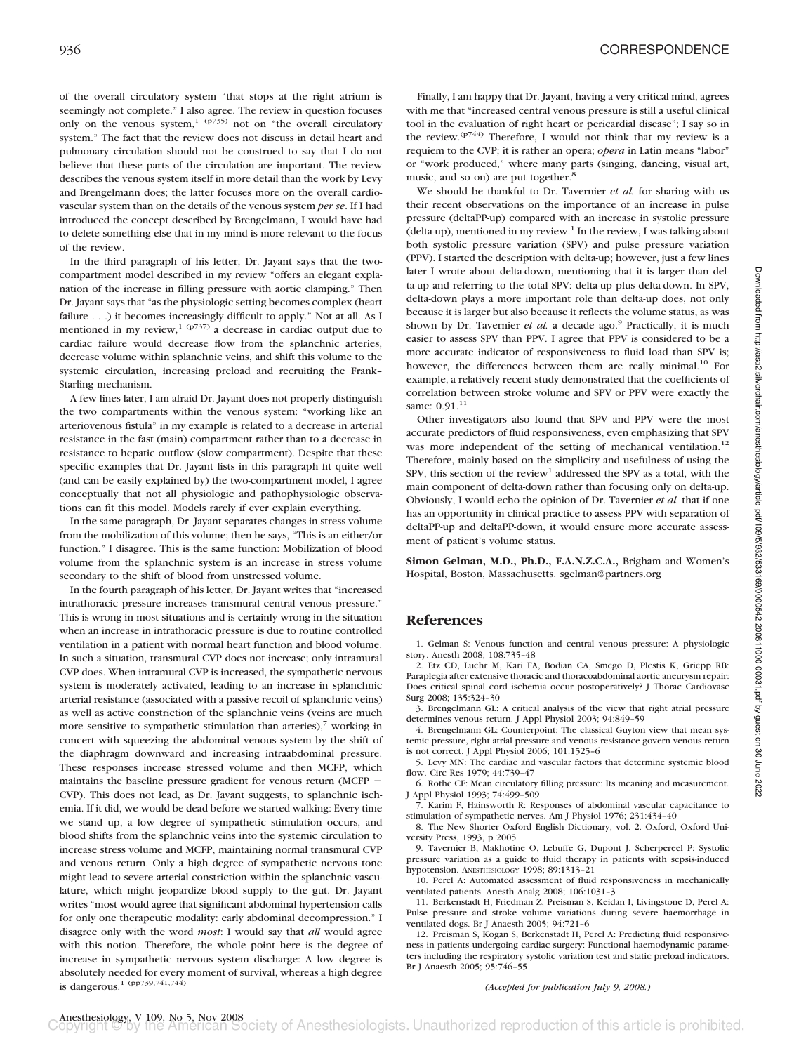of the overall circulatory system "that stops at the right atrium is seemingly not complete." I also agree. The review in question focuses only on the venous system,[1 (p735)] not on "the overall circulatory system." The fact that the review does not discuss in detail heart and pulmonary circulation should not be construed to say that I do not believe that these parts of the circulation are important. The review describes the venous system itself in more detail than the work by Levy and Brengelmann does; the latter focuses more on the overall cardiovascular system than on the details of the venous system *per se*. If I had introduced the concept described by Brengelmann, I would have had to delete something else that in my mind is more relevant to the focus of the review.

In the third paragraph of his letter, Dr. Jayant says that the two-compartment model described in my review "offers an elegant explanation of the increase in filling pressure with aortic clamping." Then Dr. Jayant says that "as the physiologic setting becomes complex (heart failure . . .) it becomes increasingly difficult to apply." Not at all. As I mentioned in my review,[1 (p737)] a decrease in cardiac output due to cardiac failure would decrease flow from the splanchnic arteries, decrease volume within splanchnic veins, and shift this volume to the systemic circulation, increasing preload and recruiting the Frank–Starling mechanism.

A few lines later, I am afraid Dr. Jayant does not properly distinguish the two compartments within the venous system: "working like an arteriovenous fistula" in my example is related to a decrease in arterial resistance in the fast (main) compartment rather than to a decrease in resistance to hepatic outflow (slow compartment). Despite that these specific examples that Dr. Jayant lists in this paragraph fit quite well (and can be easily explained by) the two-compartment model, I agree conceptually that not all physiologic and pathophysiologic observations can fit this model. Models rarely if ever explain everything.

In the same paragraph, Dr. Jayant separates changes in stress volume from the mobilization of this volume; then he says, "This is an either/or function." I disagree. This is the same function: Mobilization of blood volume from the splanchnic system is an increase in stress volume secondary to the shift of blood from unstressed volume.

In the fourth paragraph of his letter, Dr. Jayant writes that "increased intrathoracic pressure increases transmural central venous pressure." This is wrong in most situations and is certainly wrong in the situation when an increase in intrathoracic pressure is due to routine controlled ventilation in a patient with normal heart function and blood volume. In such a situation, transmural CVP does not increase; only intramural CVP does. When intramural CVP is increased, the sympathetic nervous system is moderately activated, leading to an increase in splanchnic arterial resistance (associated with a passive recoil of splanchnic veins) as well as active constriction of the splanchnic veins (veins are much more sensitive to sympathetic stimulation than arteries),[7] working in concert with squeezing the abdominal venous system by the shift of the diaphragm downward and increasing intraabdominal pressure. These responses increase stressed volume and then MCFP, which maintains the baseline pressure gradient for venous return (MCFP − CVP). This does not lead, as Dr. Jayant suggests, to splanchnic ischemia. If it did, we would be dead before we started walking: Every time we stand up, a low degree of sympathetic stimulation occurs, and blood shifts from the splanchnic veins into the systemic circulation to increase stress volume and MCFP, maintaining normal transmural CVP and venous return. Only a high degree of sympathetic nervous tone might lead to severe arterial constriction within the splanchnic vasculature, which might jeopardize blood supply to the gut. Dr. Jayant writes "most would agree that significant abdominal hypertension calls for only one therapeutic modality: early abdominal decompression." I disagree only with the word *most*: I would say that *all* would agree with this notion. Therefore, the whole point here is the degree of increase in sympathetic nervous system discharge: A low degree is absolutely needed for every moment of survival, whereas a high degree is dangerous.[1 (pp739,741,744)]

Finally, I am happy that Dr. Jayant, having a very critical mind, agrees with me that "increased central venous pressure is still a useful clinical tool in the evaluation of right heart or pericardial disease"; I say so in the review.[(p744)] Therefore, I would not think that my review is a requiem to the CVP; it is rather an opera; *opera* in Latin means "labor" or "work produced," where many parts (singing, dancing, visual art, music, and so on) are put together.[8]

We should be thankful to Dr. Tavernier *et al.* for sharing with us their recent observations on the importance of an increase in pulse pressure (deltaPP-up) compared with an increase in systolic pressure (delta-up), mentioned in my review.[1] In the review, I was talking about both systolic pressure variation (SPV) and pulse pressure variation (PPV). I started the description with delta-up; however, just a few lines later I wrote about delta-down, mentioning that it is larger than delta-up and referring to the total SPV: delta-up plus delta-down. In SPV, delta-down plays a more important role than delta-up does, not only because it is larger but also because it reflects the volume status, as was shown by Dr. Tavernier *et al.* a decade ago.[9] Practically, it is much easier to assess SPV than PPV. I agree that PPV is considered to be a more accurate indicator of responsiveness to fluid load than SPV is; however, the differences between them are really minimal.[10] For example, a relatively recent study demonstrated that the coefficients of correlation between stroke volume and SPV or PPV were exactly the same: 0.91.[11]

Other investigators also found that SPV and PPV were the most accurate predictors of fluid responsiveness, even emphasizing that SPV was more independent of the setting of mechanical ventilation.[12] Therefore, mainly based on the simplicity and usefulness of using the SPV, this section of the review[1] addressed the SPV as a total, with the main component of delta-down rather than focusing only on delta-up. Obviously, I would echo the opinion of Dr. Tavernier *et al.* that if one has an opportunity in clinical practice to assess PPV with separation of deltaPP-up and deltaPP-down, it would ensure more accurate assessment of patient's volume status.

**Simon Gelman, M.D., Ph.D., F.A.N.Z.C.A.,** Brigham and Women's Hospital, Boston, Massachusetts. sgelman@partners.org

## References

1. Gelman S: Venous function and central venous pressure: A physiologic story. Anesth 2008; 108:735–48
2. Etz CD, Luehr M, Kari FA, Bodian CA, Smego D, Plestis K, Griepp RB: Paraplegia after extensive thoracic and thoracoabdominal aortic aneurysm repair: Does critical spinal cord ischemia occur postoperatively? J Thorac Cardiovasc Surg 2008; 135:324–30
3. Brengelmann GL: A critical analysis of the view that right atrial pressure determines venous return. J Appl Physiol 2003; 94:849–59
4. Brengelmann GL: Counterpoint: The classical Guyton view that mean systemic pressure, right atrial pressure and venous resistance govern venous return is not correct. J Appl Physiol 2006; 101:1525–6
5. Levy MN: The cardiac and vascular factors that determine systemic blood flow. Circ Res 1979; 44:739–47
6. Rothe CF: Mean circulatory filling pressure: Its meaning and measurement. J Appl Physiol 1993; 74:499–509
7. Karim F, Hainsworth R: Responses of abdominal vascular capacitance to stimulation of sympathetic nerves. Am J Physiol 1976; 231:434–40
8. The New Shorter Oxford English Dictionary, vol. 2. Oxford, Oxford University Press, 1993, p 2005
9. Tavernier B, Makhotine O, Lebuffe G, Dupont J, Scherpereel P: Systolic pressure variation as a guide to fluid therapy in patients with sepsis-induced hypotension. Anesthesiology 1998; 89:1313–21
10. Perel A: Automated assessment of fluid responsiveness in mechanically ventilated patients. Anesth Analg 2008; 106:1031–3
11. Berkenstadt H, Friedman Z, Preisman S, Keidan I, Livingstone D, Perel A: Pulse pressure and stroke volume variations during severe haemorrhage in ventilated dogs. Br J Anaesth 2005; 94:721–6
12. Preisman S, Kogan S, Berkenstadt H, Perel A: Predicting fluid responsiveness in patients undergoing cardiac surgery: Functional haemodynamic parameters including the respiratory systolic variation test and static preload indicators. Br J Anaesth 2005; 95:746–55

*(Accepted for publication July 9, 2008.)*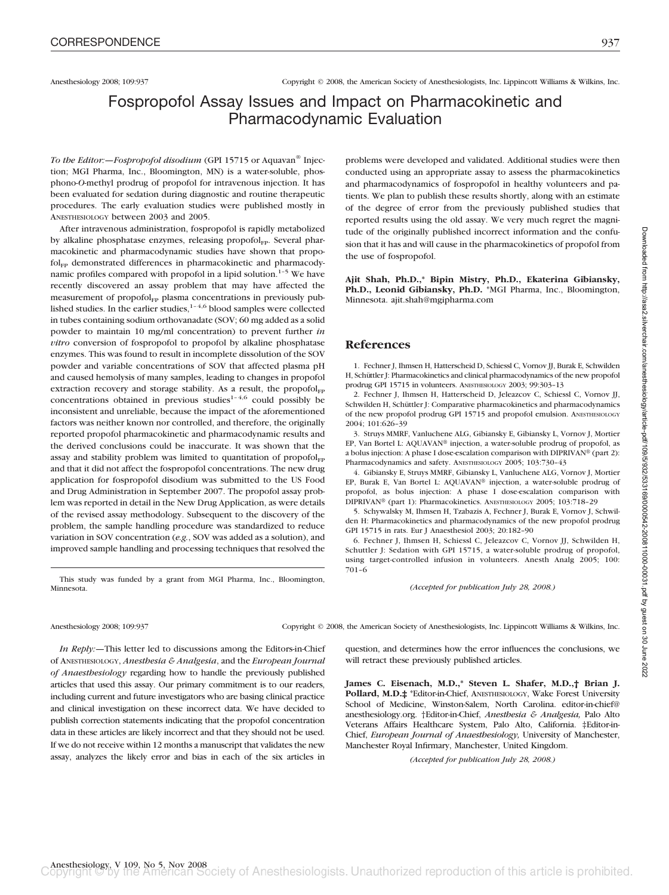# Fospropofol Assay Issues and Impact on Pharmacokinetic and Pharmacodynamic Evaluation

*To the Editor:—Fospropofol disodium* (GPI 15715 or Aquavan® Injection; MGI Pharma, Inc., Bloomington, MN) is a water-soluble, phosphono-*O*-methyl prodrug of propofol for intravenous injection. It has been evaluated for sedation during diagnostic and routine therapeutic procedures. The early evaluation studies were published mostly in ANESTHESIOLOGY between 2003 and 2005.

After intravenous administration, fospropofol is rapidly metabolized by alkaline phosphatase enzymes, releasing $propofol_{FP}$. Several pharmacokinetic and pharmacodynamic studies have shown that $propofol_{FP}$ demonstrated differences in pharmacokinetic and pharmacodynamic profiles compared with propofol in a lipid solution.[1–5] We have recently discovered an assay problem that may have affected the measurement of $propofol_{FP}$ plasma concentrations in previously published studies. In the earlier studies,[1–4,6] blood samples were collected in tubes containing sodium orthovanadate (SOV; 60 mg added as a solid powder to maintain 10 mg/ml concentration) to prevent further *in vitro* conversion of fospropofol to propofol by alkaline phosphatase enzymes. This was found to result in incomplete dissolution of the SOV powder and variable concentrations of SOV that affected plasma pH and caused hemolysis of many samples, leading to changes in propofol extraction recovery and storage stability. As a result, the $propofol_{FP}$ concentrations obtained in previous studies[1–4,6] could possibly be inconsistent and unreliable, because the impact of the aforementioned factors was neither known nor controlled, and therefore, the originally reported propofol pharmacokinetic and pharmacodynamic results and the derived conclusions could be inaccurate. It was shown that the assay and stability problem was limited to quantitation of $propofol_{FP}$ and that it did not affect the fospropofol concentrations. The new drug application for fospropofol disodium was submitted to the US Food and Drug Administration in September 2007. The propofol assay problem was reported in detail in the New Drug Application, as were details of the revised assay methodology. Subsequent to the discovery of the problem, the sample handling procedure was standardized to reduce variation in SOV concentration (*e.g.*, SOV was added as a solution), and improved sample handling and processing techniques that resolved the problems were developed and validated. Additional studies were then conducted using an appropriate assay to assess the pharmacokinetics and pharmacodynamics of fospropofol in healthy volunteers and patients. We plan to publish these results shortly, along with an estimate of the degree of error from the previously published studies that reported results using the old assay. We very much regret the magnitude of the originally published incorrect information and the confusion that it has and will cause in the pharmacokinetics of propofol from the use of fospropofol.

**Ajit Shah, Ph.D.,\* Bipin Mistry, Ph.D., Ekaterina Gibiansky, Ph.D., Leonid Gibiansky, Ph.D.** \*MGI Pharma, Inc., Bloomington, Minnesota. ajit.shah@mgipharma.com

This study was funded by a grant from MGI Pharma, Inc., Bloomington, Minnesota.

## References

1. Fechner J, Ihmsen H, Hatterscheid D, Schiessl C, Vornov JJ, Burak E, Schwilden H, Schüttler J: Pharmacokinetics and clinical pharmacodynamics of the new propofol prodrug GPI 15715 in volunteers. ANESTHESIOLOGY 2003; 99:303–13
2. Fechner J, Ihmsen H, Hatterscheid D, Jeleazcov C, Schiessl C, Vornov JJ, Schwilden H, Schüttler J: Comparative pharmacokinetics and pharmacodynamics of the new propofol prodrug GPI 15715 and propofol emulsion. ANESTHESIOLOGY 2004; 101:626–39
3. Struys MMRF, Vanluchene ALG, Gibiansky E, Gibiansky L, Vornov J, Mortier EP, Van Bortel L: AQUAVAN® injection, a water-soluble prodrug of propofol, as a bolus injection: A phase I dose-escalation comparison with DIPRIVAN® (part 2): Pharmacodynamics and safety. ANESTHESIOLOGY 2005; 103:730–43
4. Gibiansky E, Struys MMRF, Gibiansky L, Vanluchene ALG, Vornov J, Mortier EP, Burak E, Van Bortel L: AQUAVAN® injection, a water-soluble prodrug of propofol, as bolus injection: A phase I dose-escalation comparison with DIPRIVAN® (part 1): Pharmacokinetics. ANESTHESIOLOGY 2005; 103:718–29
5. Schywalsky M, Ihmsen H, Tzabazis A, Fechner J, Burak E, Vornov J, Schwilden H: Pharmacokinetics and pharmacodynamics of the new propofol prodrug GPI 15715 in rats. Eur J Anaesthesiol 2003; 20:182–90
6. Fechner J, Ihmsen H, Schiessl C, Jeleazcov C, Vornov JJ, Schwilden H, Schuttler J: Sedation with GPI 15715, a water-soluble prodrug of propofol, using target-controlled infusion in volunteers. Anesth Analg 2005; 100: 701–6

*(Accepted for publication July 28, 2008.)*

*In Reply:*—This letter led to discussions among the Editors-in-Chief of ANESTHESIOLOGY, *Anesthesia & Analgesia*, and the *European Journal of Anaesthesiology* regarding how to handle the previously published articles that used this assay. Our primary commitment is to our readers, including current and future investigators who are basing clinical practice and clinical investigation on these incorrect data. We have decided to publish correction statements indicating that the propofol concentration data in these articles are likely incorrect and that they should not be used. If we do not receive within 12 months a manuscript that validates the new assay, analyzes the likely error and bias in each of the six articles in question, and determines how the error influences the conclusions, we will retract these previously published articles.

**James C. Eisenach, M.D.,\* Steven L. Shafer, M.D.,† Brian J. Pollard, M.D.‡** \*Editor-in-Chief, ANESTHESIOLOGY, Wake Forest University School of Medicine, Winston-Salem, North Carolina. editor-in-chief@anesthesiology.org. †Editor-in-Chief, *Anesthesia & Analgesia*, Palo Alto Veterans Affairs Healthcare System, Palo Alto, California. ‡Editor-in-Chief, *European Journal of Anaesthesiology*, University of Manchester, Manchester Royal Infirmary, Manchester, United Kingdom.

*(Accepted for publication July 28, 2008.)*